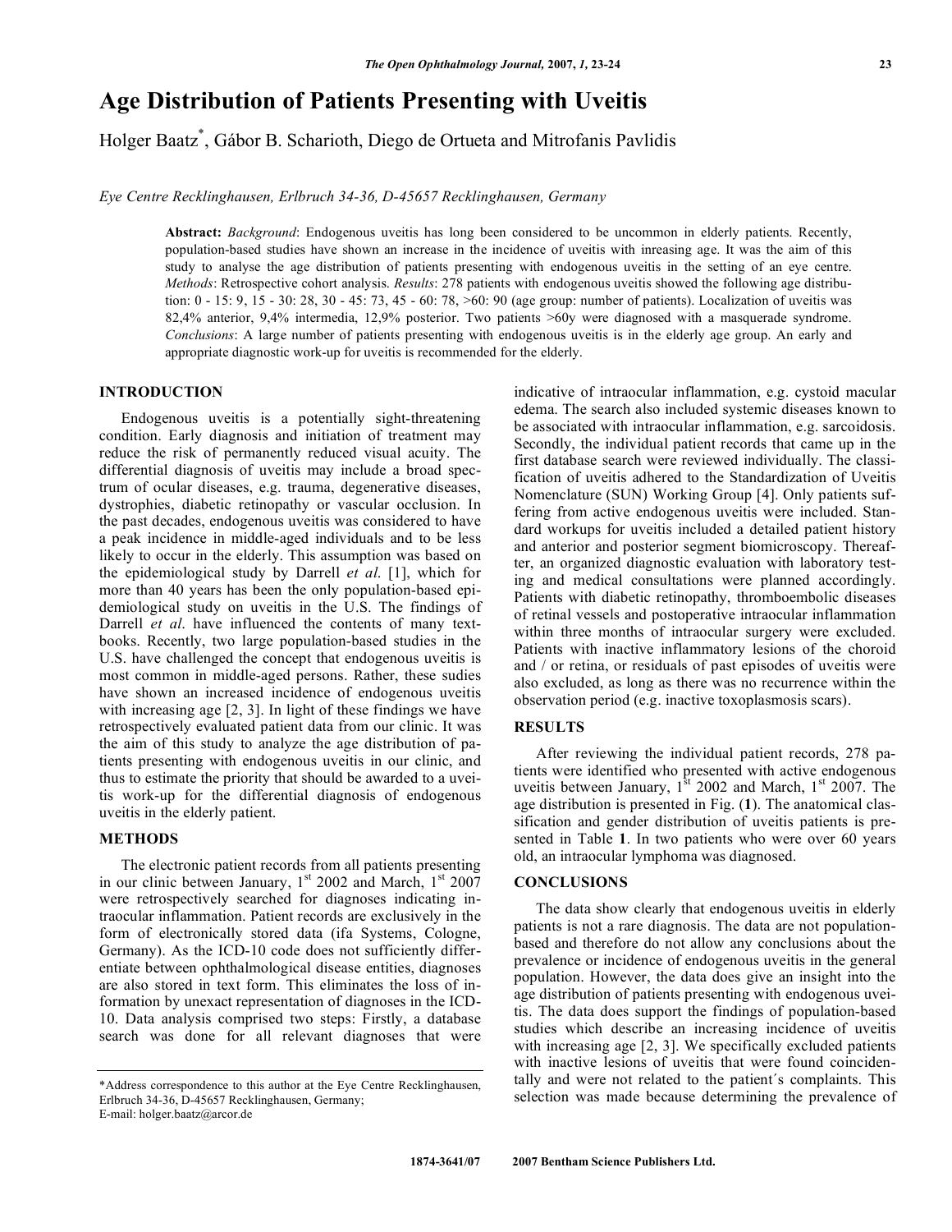# Age Distribution of Patients Presenting with Uveitis

Holger Baatz*, Gábor B. Scharioth, Diego de Ortueta and Mitrofanis Pavlidis

*Eye Centre Recklinghausen, Erlbruch 34-36, D-45657 Recklinghausen, Germany*

**Abstract:** *Background*: Endogenous uveitis has long been considered to be uncommon in elderly patients. Recently, population-based studies have shown an increase in the incidence of uveitis with inreasing age. It was the aim of this study to analyse the age distribution of patients presenting with endogenous uveitis in the setting of an eye centre. *Methods*: Retrospective cohort analysis. *Results*: 278 patients with endogenous uveitis showed the following age distribution: 0 - 15: 9, 15 - 30: 28, 30 - 45: 73, 45 - 60: 78, >60: 90 (age group: number of patients). Localization of uveitis was 82,4% anterior, 9,4% intermedia, 12,9% posterior. Two patients >60y were diagnosed with a masquerade syndrome. *Conclusions*: A large number of patients presenting with endogenous uveitis is in the elderly age group. An early and appropriate diagnostic work-up for uveitis is recommended for the elderly.

## INTRODUCTION

Endogenous uveitis is a potentially sight-threatening condition. Early diagnosis and initiation of treatment may reduce the risk of permanently reduced visual acuity. The differential diagnosis of uveitis may include a broad spectrum of ocular diseases, e.g. trauma, degenerative diseases, dystrophies, diabetic retinopathy or vascular occlusion. In the past decades, endogenous uveitis was considered to have a peak incidence in middle-aged individuals and to be less likely to occur in the elderly. This assumption was based on the epidemiological study by Darrell *et al*. [1], which for more than 40 years has been the only population-based epidemiological study on uveitis in the U.S. The findings of Darrell *et al*. have influenced the contents of many textbooks. Recently, two large population-based studies in the U.S. have challenged the concept that endogenous uveitis is most common in middle-aged persons. Rather, these sudies have shown an increased incidence of endogenous uveitis with increasing age [2, 3]. In light of these findings we have retrospectively evaluated patient data from our clinic. It was the aim of this study to analyze the age distribution of patients presenting with endogenous uveitis in our clinic, and thus to estimate the priority that should be awarded to a uveitis work-up for the differential diagnosis of endogenous uveitis in the elderly patient.

## METHODS

The electronic patient records from all patients presenting in our clinic between January, 1st 2002 and March, 1st 2007 were retrospectively searched for diagnoses indicating intraocular inflammation. Patient records are exclusively in the form of electronically stored data (ifa Systems, Cologne, Germany). As the ICD-10 code does not sufficiently differentiate between ophthalmological disease entities, diagnoses are also stored in text form. This eliminates the loss of information by unexact representation of diagnoses in the ICD-10. Data analysis comprised two steps: Firstly, a database search was done for all relevant diagnoses that were indicative of intraocular inflammation, e.g. cystoid macular edema. The search also included systemic diseases known to be associated with intraocular inflammation, e.g. sarcoidosis. Secondly, the individual patient records that came up in the first database search were reviewed individually. The classification of uveitis adhered to the Standardization of Uveitis Nomenclature (SUN) Working Group [4]. Only patients suffering from active endogenous uveitis were included. Standard workups for uveitis included a detailed patient history and anterior and posterior segment biomicroscopy. Thereafter, an organized diagnostic evaluation with laboratory testing and medical consultations were planned accordingly. Patients with diabetic retinopathy, thromboembolic diseases of retinal vessels and postoperative intraocular inflammation within three months of intraocular surgery were excluded. Patients with inactive inflammatory lesions of the choroid and / or retina, or residuals of past episodes of uveitis were also excluded, as long as there was no recurrence within the observation period (e.g. inactive toxoplasmosis scars).

## RESULTS

After reviewing the individual patient records, 278 patients were identified who presented with active endogenous uveitis between January, 1st 2002 and March, 1st 2007. The age distribution is presented in Fig. (**1**). The anatomical classification and gender distribution of uveitis patients is presented in Table **1**. In two patients who were over 60 years old, an intraocular lymphoma was diagnosed.

## CONCLUSIONS

The data show clearly that endogenous uveitis in elderly patients is not a rare diagnosis. The data are not population-based and therefore do not allow any conclusions about the prevalence or incidence of endogenous uveitis in the general population. However, the data does give an insight into the age distribution of patients presenting with endogenous uveitis. The data does support the findings of population-based studies which describe an increasing incidence of uveitis with increasing age [2, 3]. We specifically excluded patients with inactive lesions of uveitis that were found coincidentally and were not related to the patient´s complaints. This selection was made because determining the prevalence of

*Address correspondence to this author at the Eye Centre Recklinghausen, Erlbruch 34-36, D-45657 Recklinghausen, Germany; E-mail: holger.baatz@arcor.de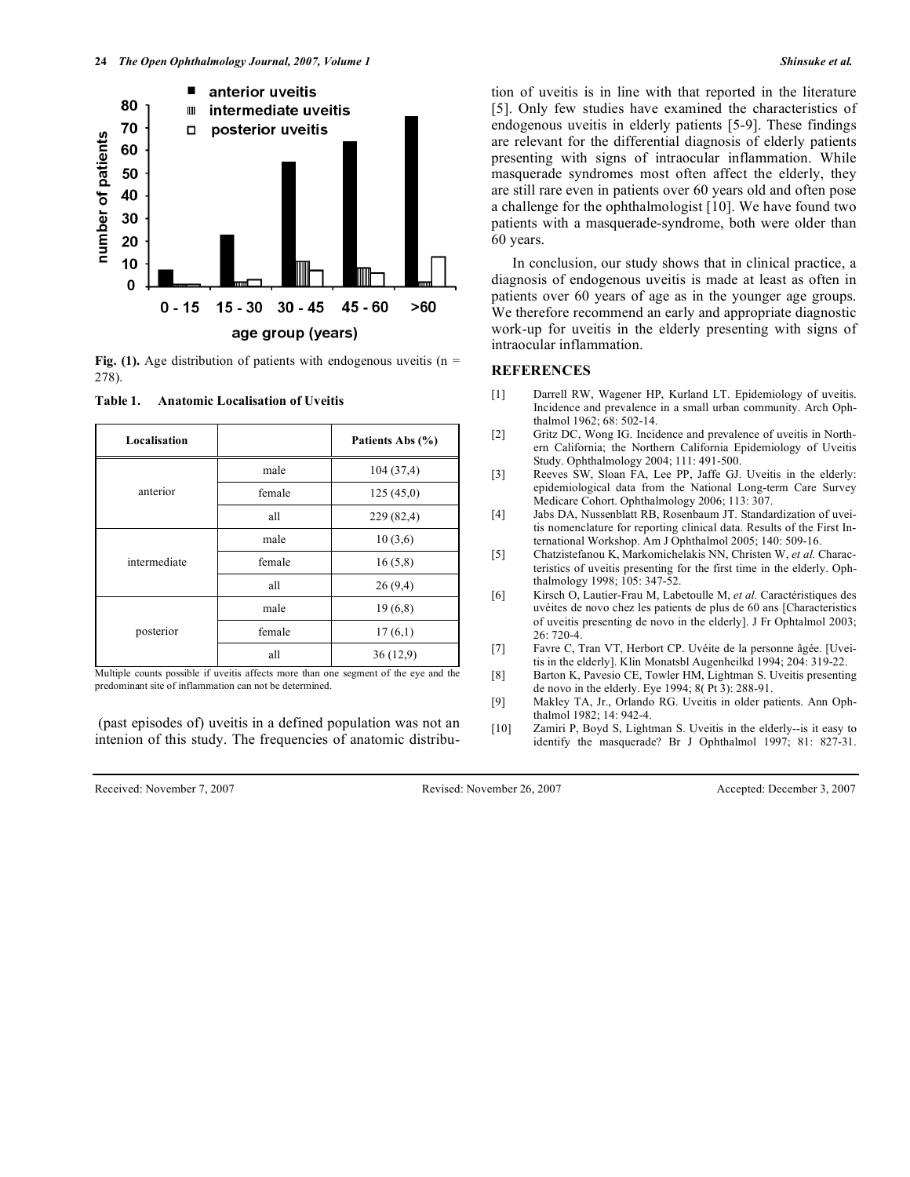■ anterior uveitis
▥ intermediate uveitis
□ posterior uveitis

80
70
60
50
40
30
20
10
0

number of patients

0 - 15　15 - 30　30 - 45　45 - 60　>60

age group (years)

**Fig. (1).** Age distribution of patients with endogenous uveitis (n = 278).

**Table 1. Anatomic Localisation of Uveitis**

| Localisation | | Patients Abs (%) |
|---|---|---|
| anterior | male | 104 (37,4) |
| | female | 125 (45,0) |
| | all | 229 (82,4) |
| intermediate | male | 10 (3,6) |
| | female | 16 (5,8) |
| | all | 26 (9,4) |
| posterior | male | 19 (6,8) |
| | female | 17 (6,1) |
| | all | 36 (12,9) |

Multiple counts possible if uveitis affects more than one segment of the eye and the predominant site of inflammation can not be determined.

(past episodes of) uveitis in a defined population was not an intenion of this study. The frequencies of anatomic distribution of uveitis is in line with that reported in the literature [5]. Only few studies have examined the characteristics of endogenous uveitis in elderly patients [5-9]. These findings are relevant for the differential diagnosis of elderly patients presenting with signs of intraocular inflammation. While masquerade syndromes most often affect the elderly, they are still rare even in patients over 60 years old and often pose a challenge for the ophthalmologist [10]. We have found two patients with a masquerade-syndrome, both were older than 60 years.

In conclusion, our study shows that in clinical practice, a diagnosis of endogenous uveitis is made at least as often in patients over 60 years of age as in the younger age groups. We therefore recommend an early and appropriate diagnostic work-up for uveitis in the elderly presenting with signs of intraocular inflammation.

## REFERENCES

[1] Darrell RW, Wagener HP, Kurland LT. Epidemiology of uveitis. Incidence and prevalence in a small urban community. Arch Ophthalmol 1962; 68: 502-14.

[2] Gritz DC, Wong IG. Incidence and prevalence of uveitis in Northern California; the Northern California Epidemiology of Uveitis Study. Ophthalmology 2004; 111: 491-500.

[3] Reeves SW, Sloan FA, Lee PP, Jaffe GJ. Uveitis in the elderly: epidemiological data from the National Long-term Care Survey Medicare Cohort. Ophthalmology 2006; 113: 307.

[4] Jabs DA, Nussenblatt RB, Rosenbaum JT. Standardization of uveitis nomenclature for reporting clinical data. Results of the First International Workshop. Am J Ophthalmol 2005; 140: 509-16.

[5] Chatzistefanou K, Markomichelakis NN, Christen W, *et al.* Characteristics of uveitis presenting for the first time in the elderly. Ophthalmology 1998; 105: 347-52.

[6] Kirsch O, Lautier-Frau M, Labetoulle M, *et al.* Caractéristiques des uvéites de novo chez les patients de plus de 60 ans [Characteristics of uveitis presenting de novo in the elderly]. J Fr Ophtalmol 2003; 26: 720-4.

[7] Favre C, Tran VT, Herbort CP. Uvéite de la personne âgée. [Uveitis in the elderly]. Klin Monatsbl Augenheilkd 1994; 204: 319-22.

[8] Barton K, Pavesio CE, Towler HM, Lightman S. Uveitis presenting de novo in the elderly. Eye 1994; 8( Pt 3): 288-91.

[9] Makley TA, Jr., Orlando RG. Uveitis in older patients. Ann Ophthalmol 1982; 14: 942-4.

[10] Zamiri P, Boyd S, Lightman S. Uveitis in the elderly--is it easy to identify the masquerade? Br J Ophthalmol 1997; 81: 827-31.

Received: November 7, 2007　　Revised: November 26, 2007　　Accepted: December 3, 2007